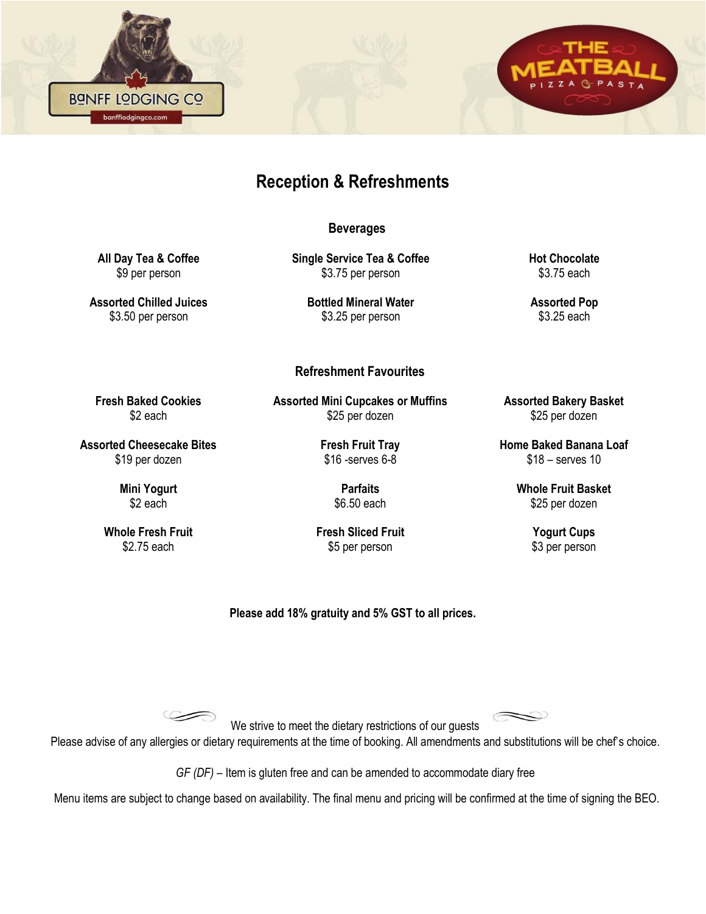# Reception & Refreshments

## Beverages

**All Day Tea & Coffee**
$9 per person

**Single Service Tea & Coffee**
$3.75 per person

**Hot Chocolate**
$3.75 each

**Assorted Chilled Juices**
$3.50 per person

**Bottled Mineral Water**
$3.25 per person

**Assorted Pop**
$3.25 each

## Refreshment Favourites

**Fresh Baked Cookies**
$2 each

**Assorted Mini Cupcakes or Muffins**
$25 per dozen

**Assorted Bakery Basket**
$25 per dozen

**Assorted Cheesecake Bites**
$19 per dozen

**Fresh Fruit Tray**
$16 -serves 6-8

**Home Baked Banana Loaf**
$18 – serves 10

**Mini Yogurt**
$2 each

**Parfaits**
$6.50 each

**Whole Fruit Basket**
$25 per dozen

**Whole Fresh Fruit**
$2.75 each

**Fresh Sliced Fruit**
$5 per person

**Yogurt Cups**
$3 per person

**Please add 18% gratuity and 5% GST to all prices.**

We strive to meet the dietary restrictions of our guests

Please advise of any allergies or dietary requirements at the time of booking. All amendments and substitutions will be chef's choice.

*GF (DF)* – Item is gluten free and can be amended to accommodate diary free

Menu items are subject to change based on availability. The final menu and pricing will be confirmed at the time of signing the BEO.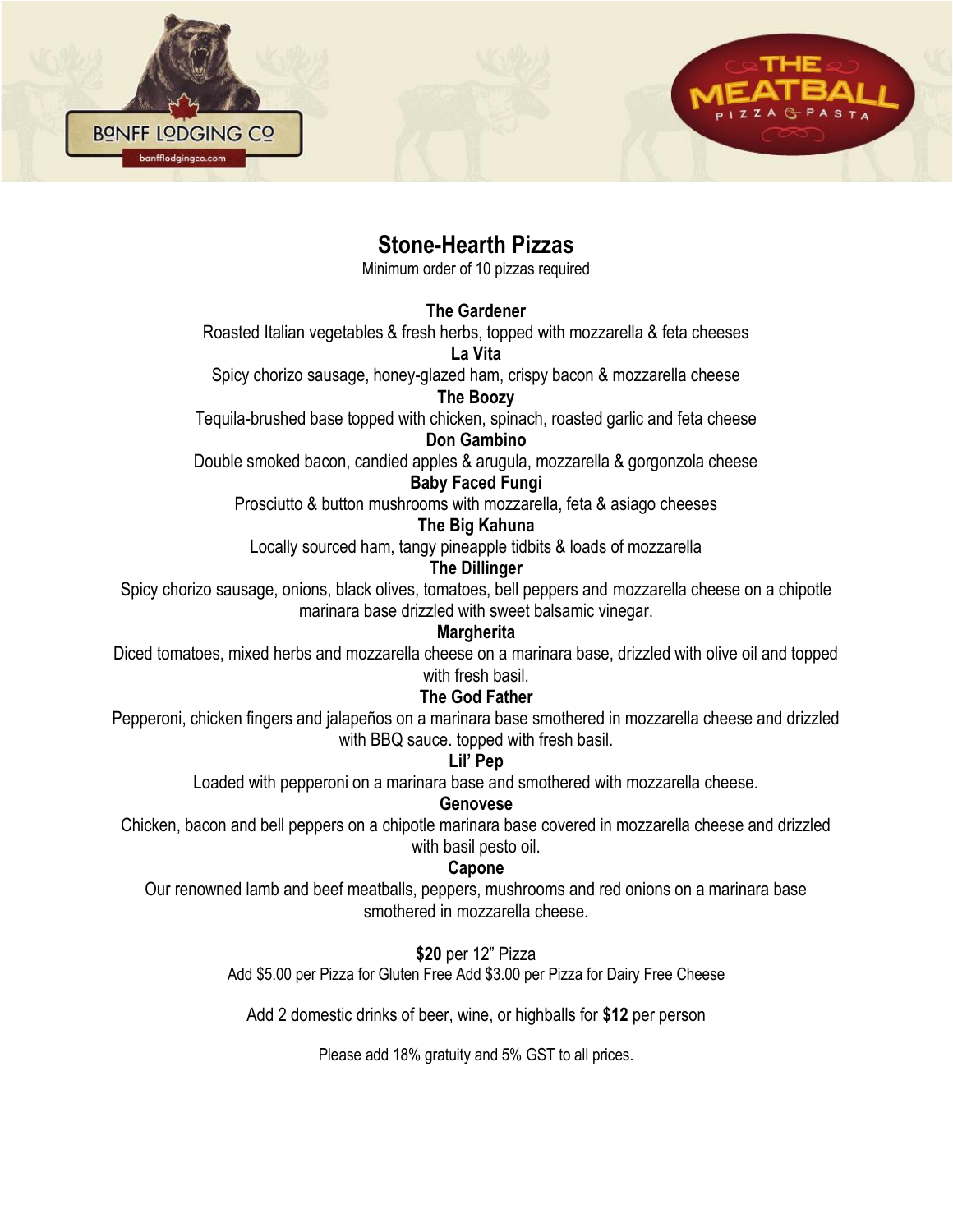# Stone-Hearth Pizzas

Minimum order of 10 pizzas required

**The Gardener**
Roasted Italian vegetables & fresh herbs, topped with mozzarella & feta cheeses

**La Vita**
Spicy chorizo sausage, honey-glazed ham, crispy bacon & mozzarella cheese

**The Boozy**
Tequila-brushed base topped with chicken, spinach, roasted garlic and feta cheese

**Don Gambino**
Double smoked bacon, candied apples & arugula, mozzarella & gorgonzola cheese

**Baby Faced Fungi**
Prosciutto & button mushrooms with mozzarella, feta & asiago cheeses

**The Big Kahuna**
Locally sourced ham, tangy pineapple tidbits & loads of mozzarella

**The Dillinger**
Spicy chorizo sausage, onions, black olives, tomatoes, bell peppers and mozzarella cheese on a chipotle marinara base drizzled with sweet balsamic vinegar.

**Margherita**
Diced tomatoes, mixed herbs and mozzarella cheese on a marinara base, drizzled with olive oil and topped with fresh basil.

**The God Father**
Pepperoni, chicken fingers and jalapeños on a marinara base smothered in mozzarella cheese and drizzled with BBQ sauce. topped with fresh basil.

**Lil' Pep**
Loaded with pepperoni on a marinara base and smothered with mozzarella cheese.

**Genovese**
Chicken, bacon and bell peppers on a chipotle marinara base covered in mozzarella cheese and drizzled with basil pesto oil.

**Capone**
Our renowned lamb and beef meatballs, peppers, mushrooms and red onions on a marinara base smothered in mozzarella cheese.

**$20** per 12" Pizza

Add $5.00 per Pizza for Gluten Free Add $3.00 per Pizza for Dairy Free Cheese

Add 2 domestic drinks of beer, wine, or highballs for **$12** per person

Please add 18% gratuity and 5% GST to all prices.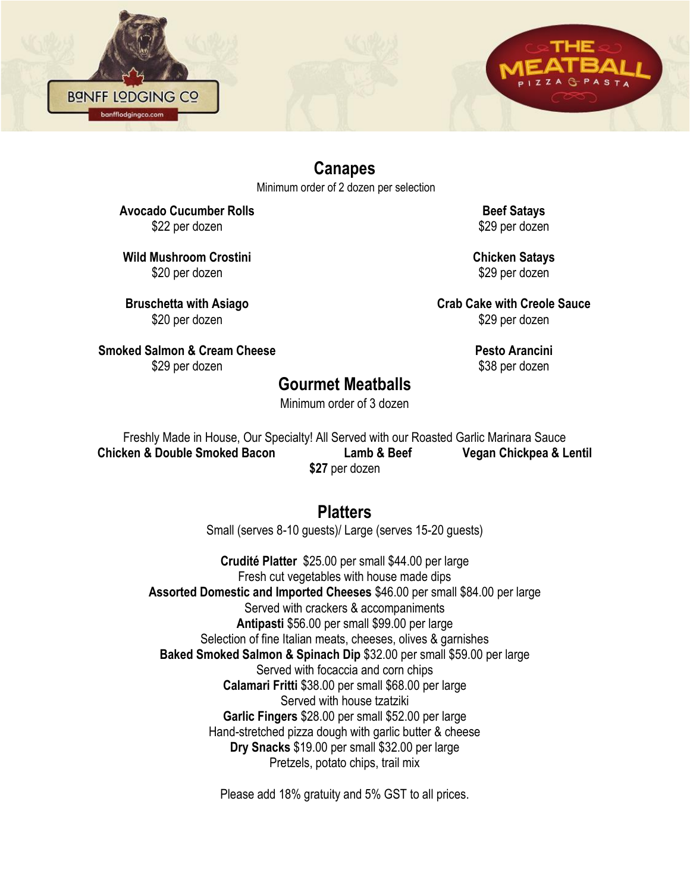## Canapes

Minimum order of 2 dozen per selection

**Avocado Cucumber Rolls**
$22 per dozen

**Wild Mushroom Crostini**
$20 per dozen

**Bruschetta with Asiago**
$20 per dozen

**Smoked Salmon & Cream Cheese**
$29 per dozen

**Beef Satays**
$29 per dozen

**Chicken Satays**
$29 per dozen

**Crab Cake with Creole Sauce**
$29 per dozen

**Pesto Arancini**
$38 per dozen

## Gourmet Meatballs

Minimum order of 3 dozen

Freshly Made in House, Our Specialty! All Served with our Roasted Garlic Marinara Sauce

**Chicken & Double Smoked Bacon** **Lamb & Beef** **Vegan Chickpea & Lentil**

**$27** per dozen

## Platters

Small (serves 8-10 guests)/ Large (serves 15-20 guests)

**Crudité Platter** $25.00 per small $44.00 per large
Fresh cut vegetables with house made dips

**Assorted Domestic and Imported Cheeses** $46.00 per small $84.00 per large
Served with crackers & accompaniments

**Antipasti** $56.00 per small $99.00 per large
Selection of fine Italian meats, cheeses, olives & garnishes

**Baked Smoked Salmon & Spinach Dip** $32.00 per small $59.00 per large
Served with focaccia and corn chips

**Calamari Fritti** $38.00 per small $68.00 per large
Served with house tzatziki

**Garlic Fingers** $28.00 per small $52.00 per large
Hand-stretched pizza dough with garlic butter & cheese

**Dry Snacks** $19.00 per small $32.00 per large
Pretzels, potato chips, trail mix

Please add 18% gratuity and 5% GST to all prices.